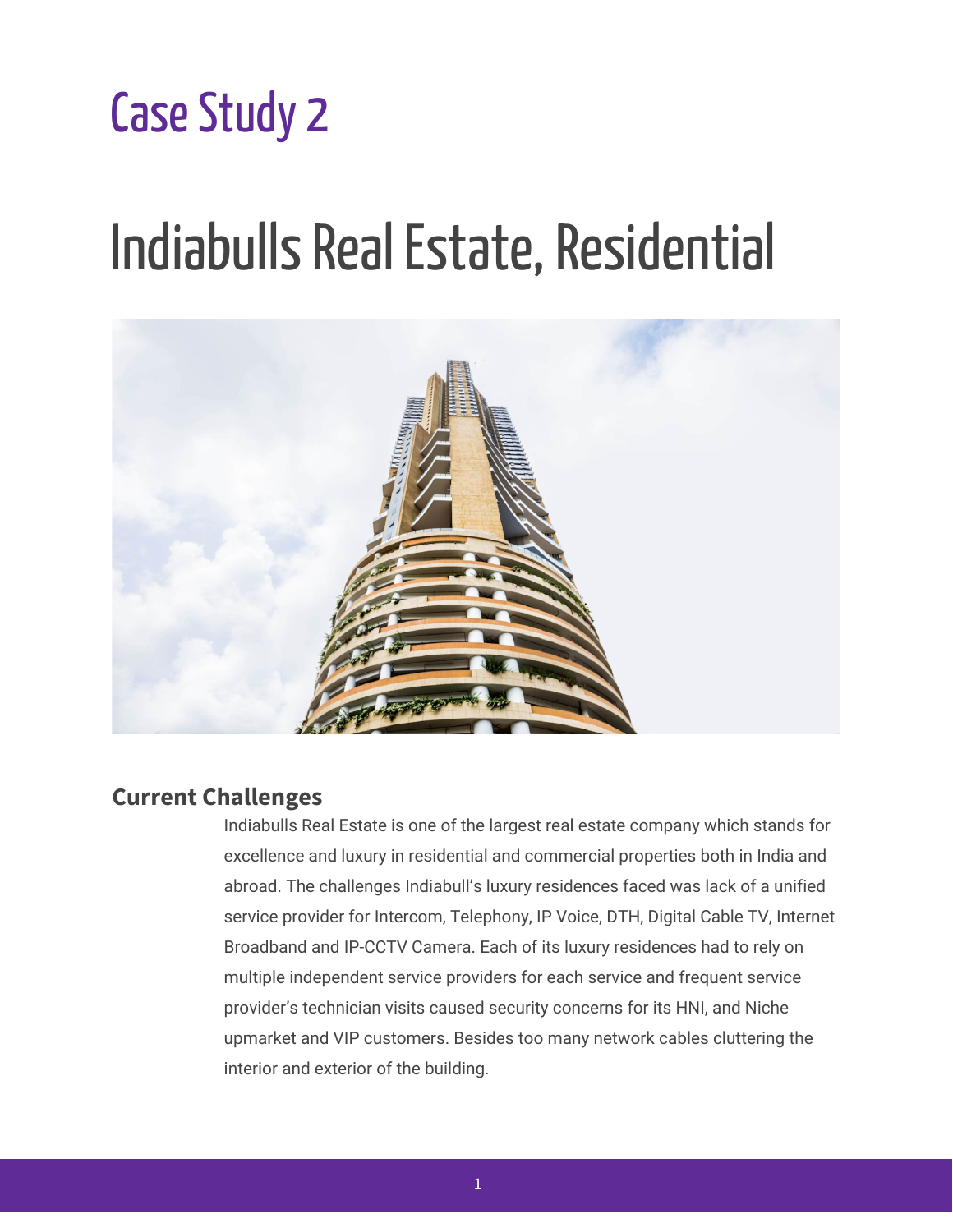# Case Study 2

# Indiabulls Real Estate, Residential

## Current Challenges

Indiabulls Real Estate is one of the largest real estate company which stands for excellence and luxury in residential and commercial properties both in India and abroad. The challenges Indiabull's luxury residences faced was lack of a unified service provider for Intercom, Telephony, IP Voice, DTH, Digital Cable TV, Internet Broadband and IP-CCTV Camera. Each of its luxury residences had to rely on multiple independent service providers for each service and frequent service provider's technician visits caused security concerns for its HNI, and Niche upmarket and VIP customers. Besides too many network cables cluttering the interior and exterior of the building.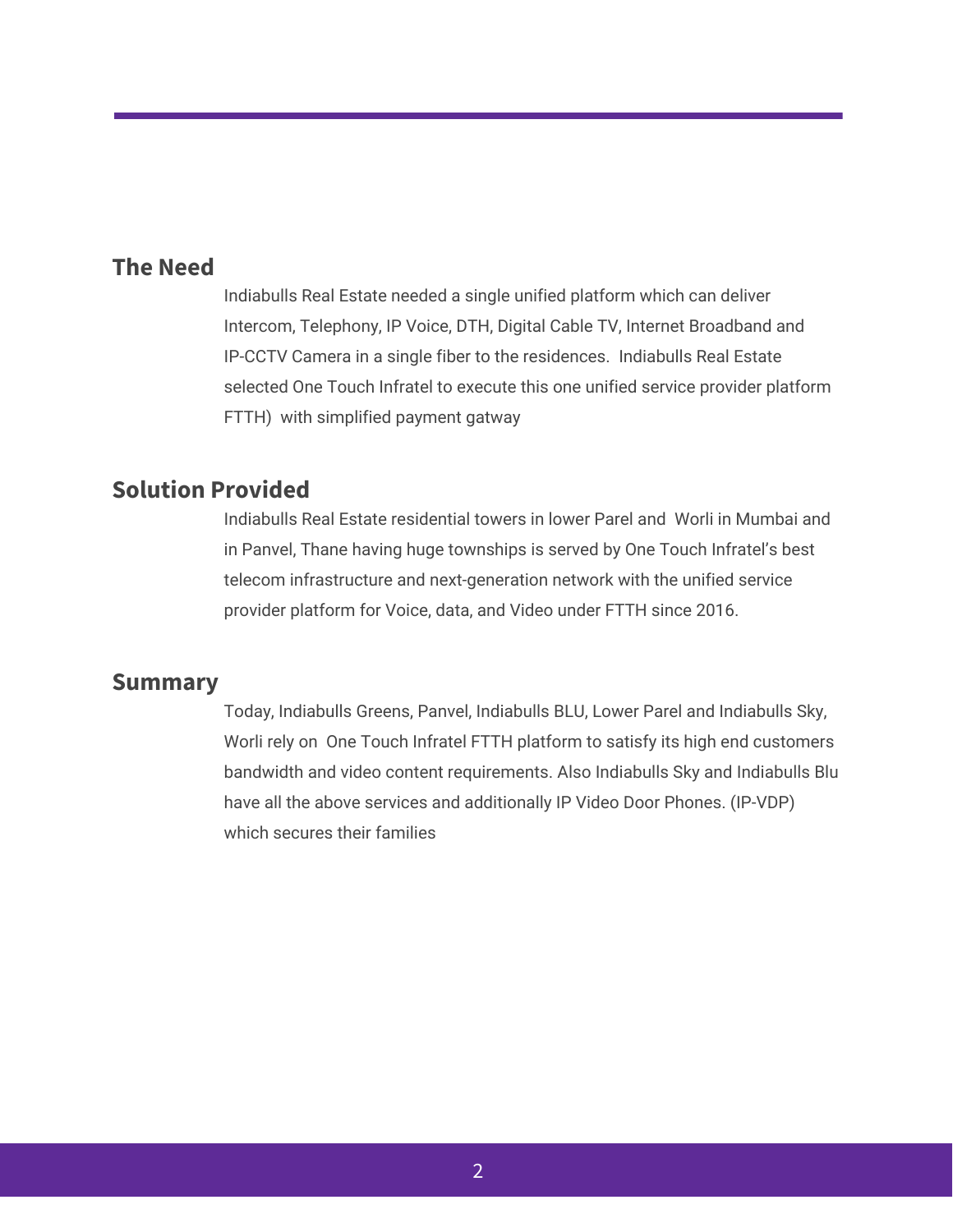## The Need

Indiabulls Real Estate needed a single unified platform which can deliver Intercom, Telephony, IP Voice, DTH, Digital Cable TV, Internet Broadband and IP-CCTV Camera in a single fiber to the residences.  Indiabulls Real Estate selected One Touch Infratel to execute this one unified service provider platform FTTH)  with simplified payment gatway

## Solution Provided

Indiabulls Real Estate residential towers in lower Parel and  Worli in Mumbai and in Panvel, Thane having huge townships is served by One Touch Infratel's best telecom infrastructure and next-generation network with the unified service provider platform for Voice, data, and Video under FTTH since 2016.

## Summary

Today, Indiabulls Greens, Panvel, Indiabulls BLU, Lower Parel and Indiabulls Sky, Worli rely on  One Touch Infratel FTTH platform to satisfy its high end customers bandwidth and video content requirements. Also Indiabulls Sky and Indiabulls Blu have all the above services and additionally IP Video Door Phones. (IP-VDP) which secures their families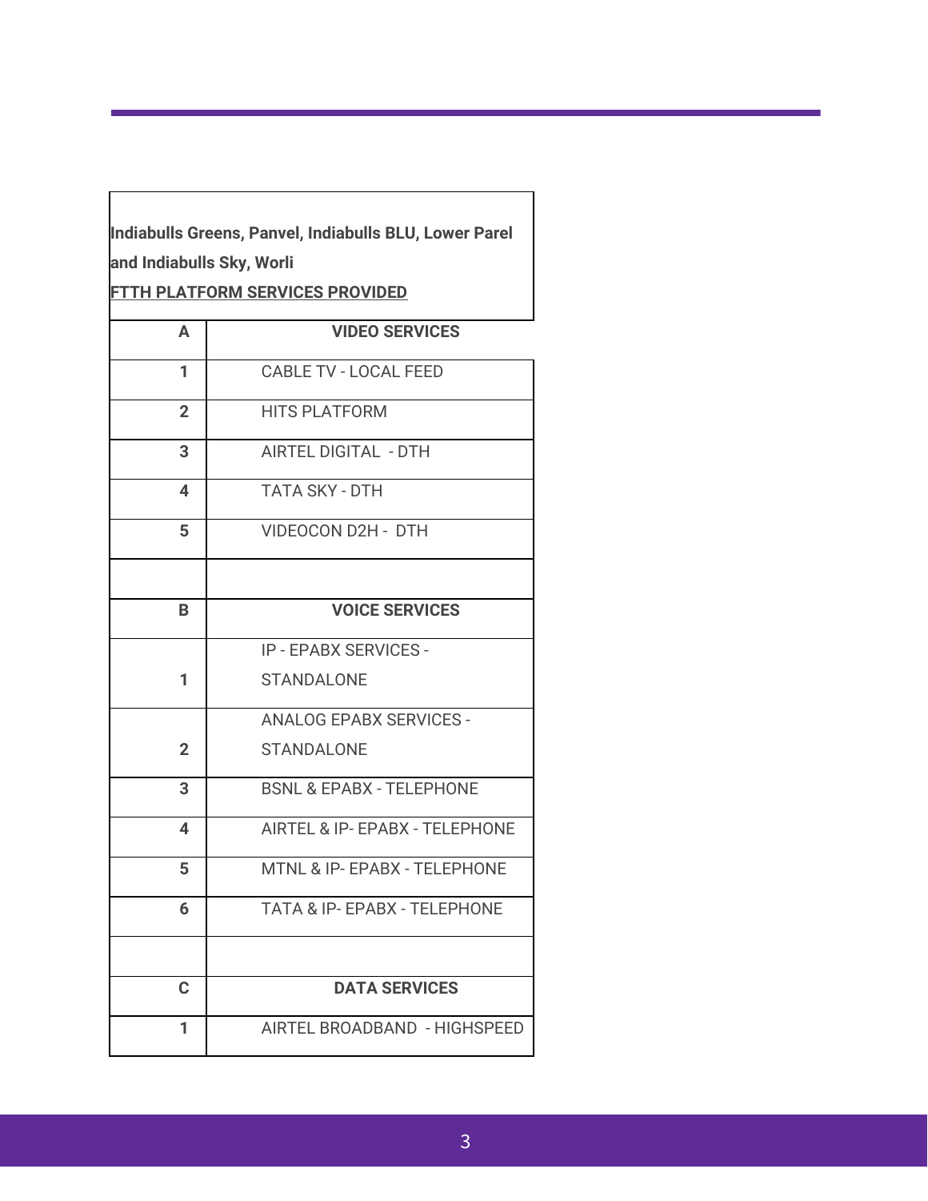**Indiabulls Greens, Panvel, Indiabulls BLU, Lower Parel and Indiabulls Sky, Worli**

**FTTH PLATFORM SERVICES PROVIDED**

| A | VIDEO SERVICES |
|---|---|
| 1 | CABLE TV - LOCAL FEED |
| 2 | HITS PLATFORM |
| 3 | AIRTEL DIGITAL - DTH |
| 4 | TATA SKY - DTH |
| 5 | VIDEOCON D2H - DTH |
| | |
| **B** | **VOICE SERVICES** |
| 1 | IP - EPABX SERVICES - STANDALONE |
| 2 | ANALOG EPABX SERVICES - STANDALONE |
| 3 | BSNL & EPABX - TELEPHONE |
| 4 | AIRTEL & IP- EPABX - TELEPHONE |
| 5 | MTNL & IP- EPABX - TELEPHONE |
| 6 | TATA & IP- EPABX - TELEPHONE |
| | |
| **C** | **DATA SERVICES** |
| 1 | AIRTEL BROADBAND - HIGHSPEED |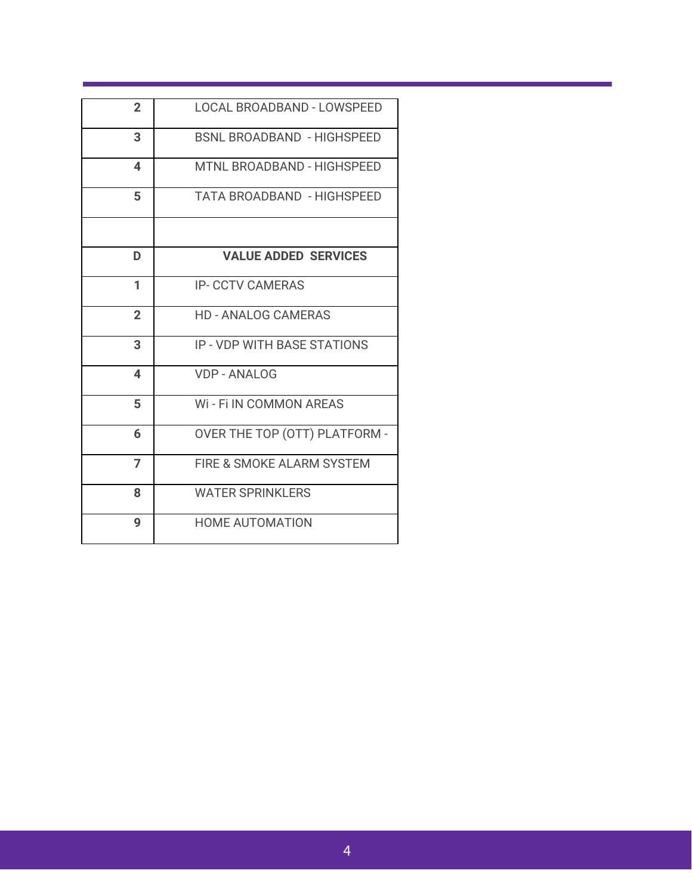| | |
|---|---|
| **2** | LOCAL BROADBAND - LOWSPEED |
| **3** | BSNL BROADBAND - HIGHSPEED |
| **4** | MTNL BROADBAND - HIGHSPEED |
| **5** | TATA BROADBAND - HIGHSPEED |
| | |
| **D** | **VALUE ADDED SERVICES** |
| **1** | IP- CCTV CAMERAS |
| **2** | HD - ANALOG CAMERAS |
| **3** | IP - VDP WITH BASE STATIONS |
| **4** | VDP - ANALOG |
| **5** | Wi - Fi IN COMMON AREAS |
| **6** | OVER THE TOP (OTT) PLATFORM - |
| **7** | FIRE & SMOKE ALARM SYSTEM |
| **8** | WATER SPRINKLERS |
| **9** | HOME AUTOMATION |